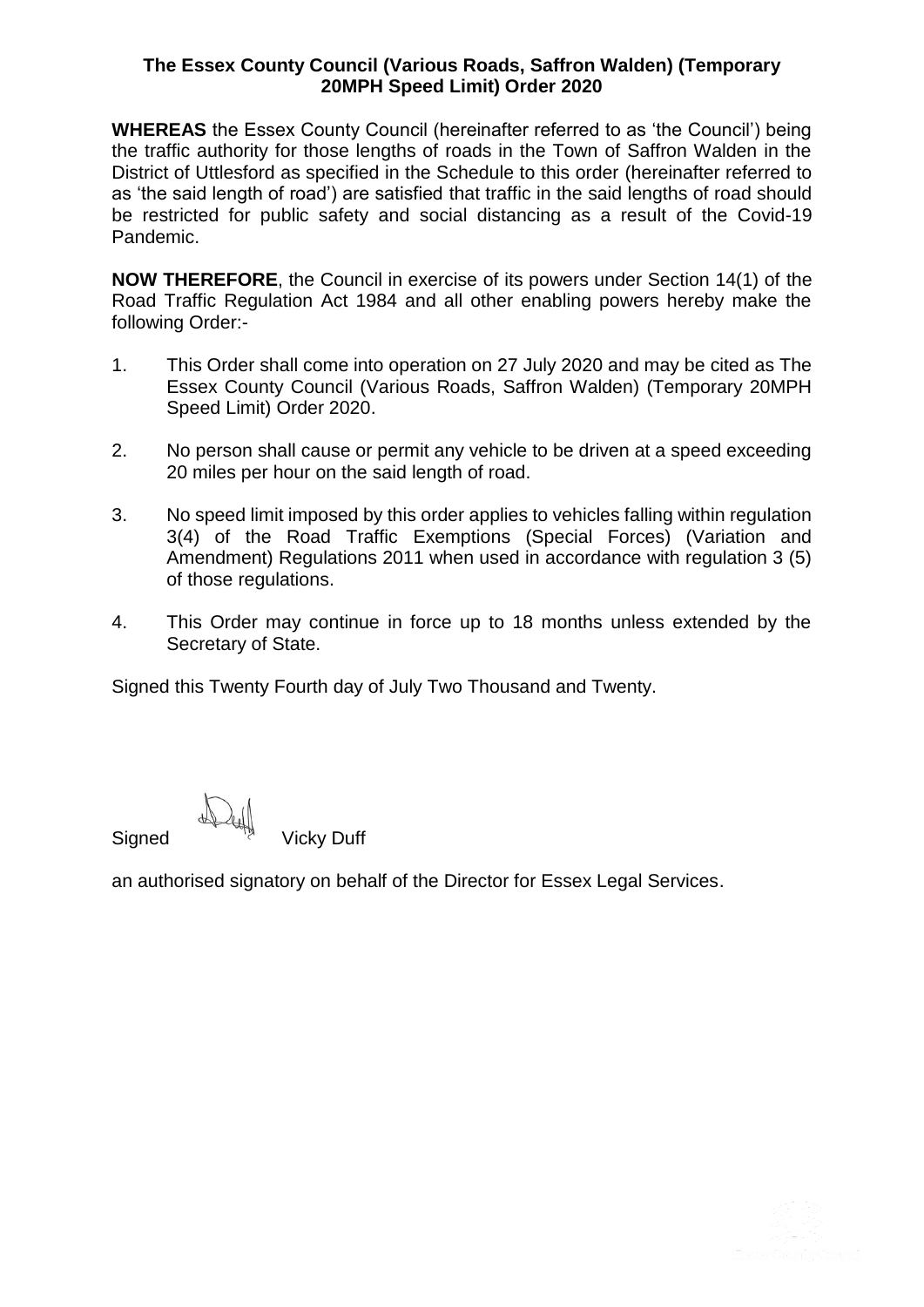**The Essex County Council (Various Roads, Saffron Walden) (Temporary 20MPH Speed Limit) Order 2020**

**WHEREAS** the Essex County Council (hereinafter referred to as 'the Council') being the traffic authority for those lengths of roads in the Town of Saffron Walden in the District of Uttlesford as specified in the Schedule to this order (hereinafter referred to as 'the said length of road') are satisfied that traffic in the said lengths of road should be restricted for public safety and social distancing as a result of the Covid-19 Pandemic.

**NOW THEREFORE**, the Council in exercise of its powers under Section 14(1) of the Road Traffic Regulation Act 1984 and all other enabling powers hereby make the following Order:-

1. This Order shall come into operation on 27 July 2020 and may be cited as The Essex County Council (Various Roads, Saffron Walden) (Temporary 20MPH Speed Limit) Order 2020.

2. No person shall cause or permit any vehicle to be driven at a speed exceeding 20 miles per hour on the said length of road.

3. No speed limit imposed by this order applies to vehicles falling within regulation 3(4) of the Road Traffic Exemptions (Special Forces) (Variation and Amendment) Regulations 2011 when used in accordance with regulation 3 (5) of those regulations.

4. This Order may continue in force up to 18 months unless extended by the Secretary of State.

Signed this Twenty Fourth day of July Two Thousand and Twenty.

Signed Vicky Duff

an authorised signatory on behalf of the Director for Essex Legal Services.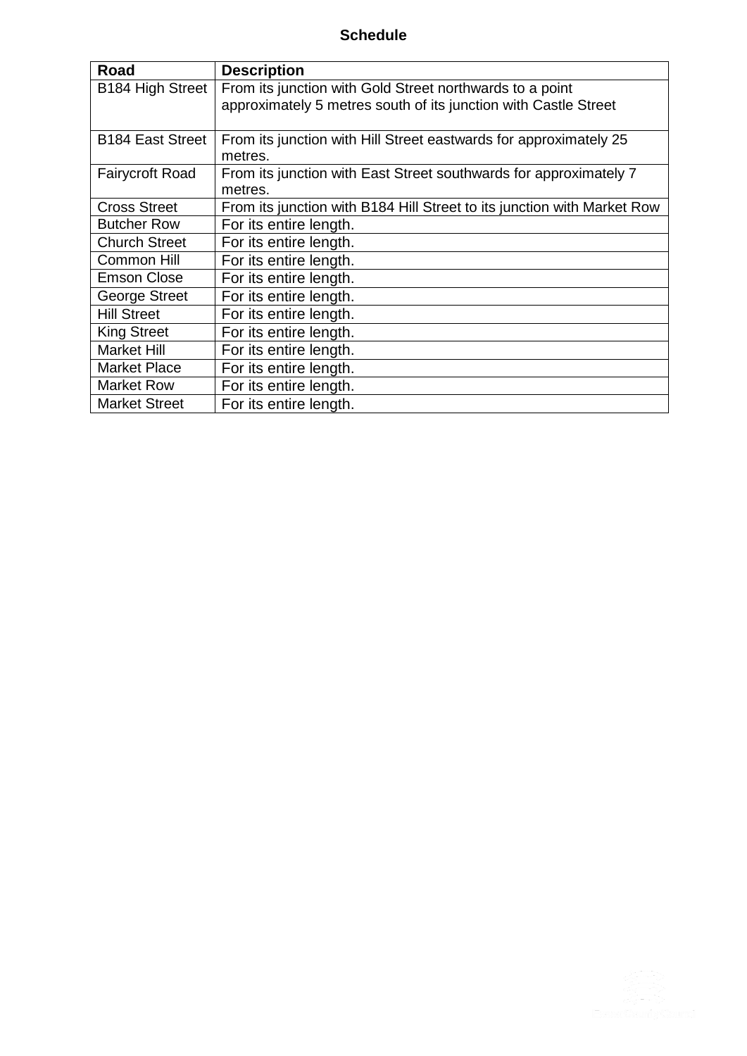# Schedule

| Road | Description |
|---|---|
| B184 High Street | From its junction with Gold Street northwards to a point approximately 5 metres south of its junction with Castle Street |
| B184 East Street | From its junction with Hill Street eastwards for approximately 25 metres. |
| Fairycroft Road | From its junction with East Street southwards for approximately 7 metres. |
| Cross Street | From its junction with B184 Hill Street to its junction with Market Row |
| Butcher Row | For its entire length. |
| Church Street | For its entire length. |
| Common Hill | For its entire length. |
| Emson Close | For its entire length. |
| George Street | For its entire length. |
| Hill Street | For its entire length. |
| King Street | For its entire length. |
| Market Hill | For its entire length. |
| Market Place | For its entire length. |
| Market Row | For its entire length. |
| Market Street | For its entire length. |